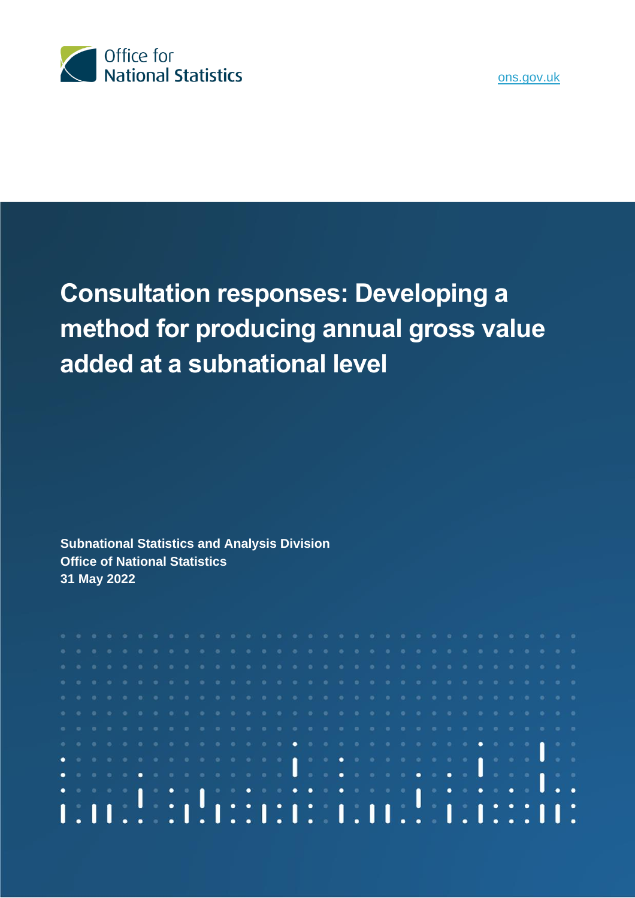Office for National Statistics

ons.gov.uk

# Consultation responses: Developing a method for producing annual gross value added at a subnational level

**Subnational Statistics and Analysis Division**
**Office of National Statistics**
**31 May 2022**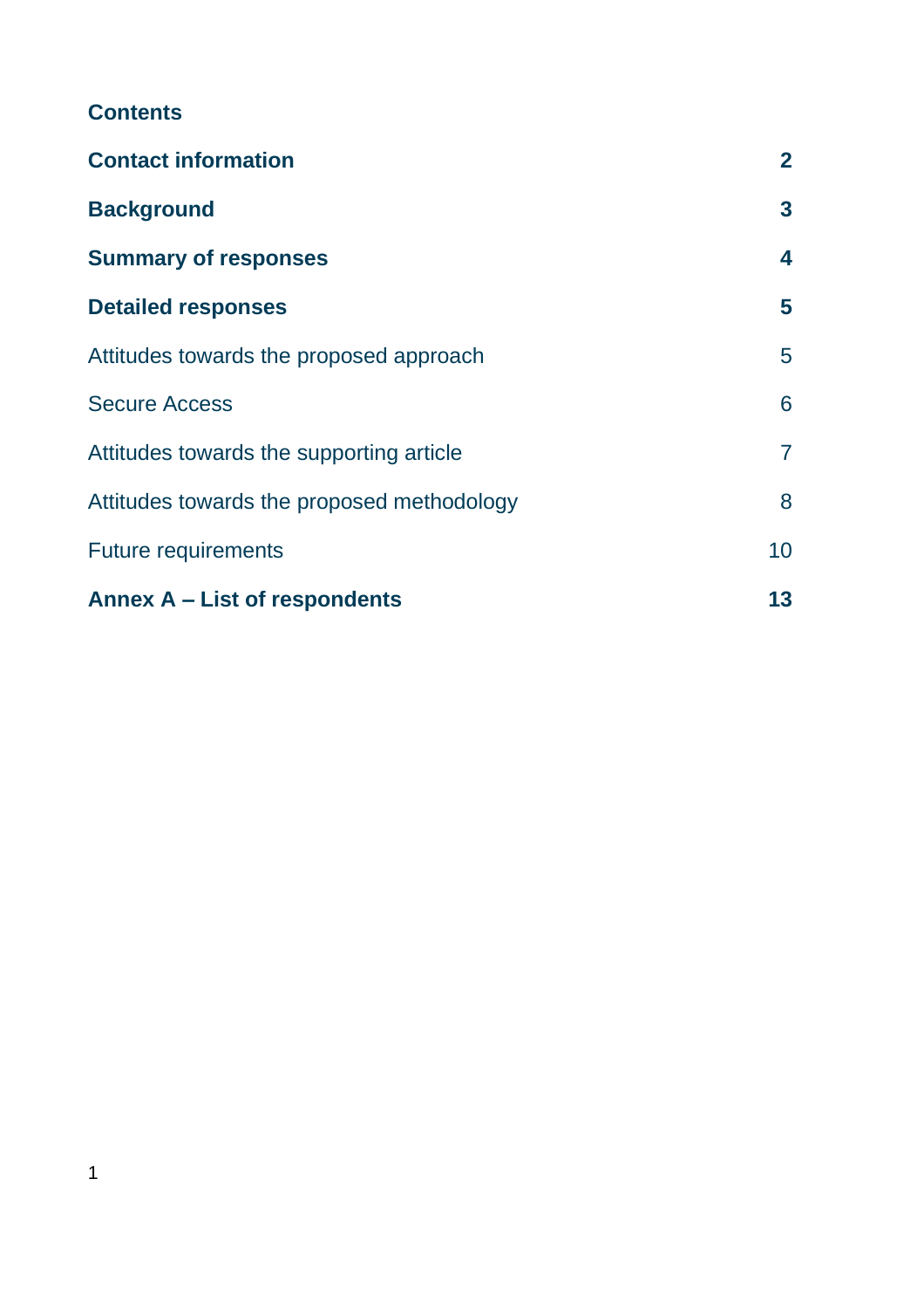## Contents

**Contact information** **2**

**Background** **3**

**Summary of responses** **4**

**Detailed responses** **5**

Attitudes towards the proposed approach 5

Secure Access 6

Attitudes towards the supporting article 7

Attitudes towards the proposed methodology 8

Future requirements 10

**Annex A – List of respondents** **13**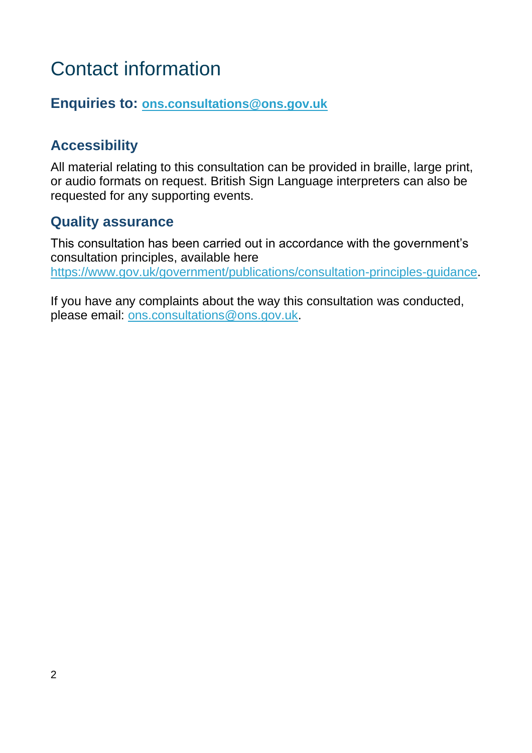# Contact information

## Enquiries to: [ons.consultations@ons.gov.uk](mailto:ons.consultations@ons.gov.uk)

### Accessibility

All material relating to this consultation can be provided in braille, large print, or audio formats on request. British Sign Language interpreters can also be requested for any supporting events.

### Quality assurance

This consultation has been carried out in accordance with the government's consultation principles, available here https://www.gov.uk/government/publications/consultation-principles-guidance.

If you have any complaints about the way this consultation was conducted, please email: ons.consultations@ons.gov.uk.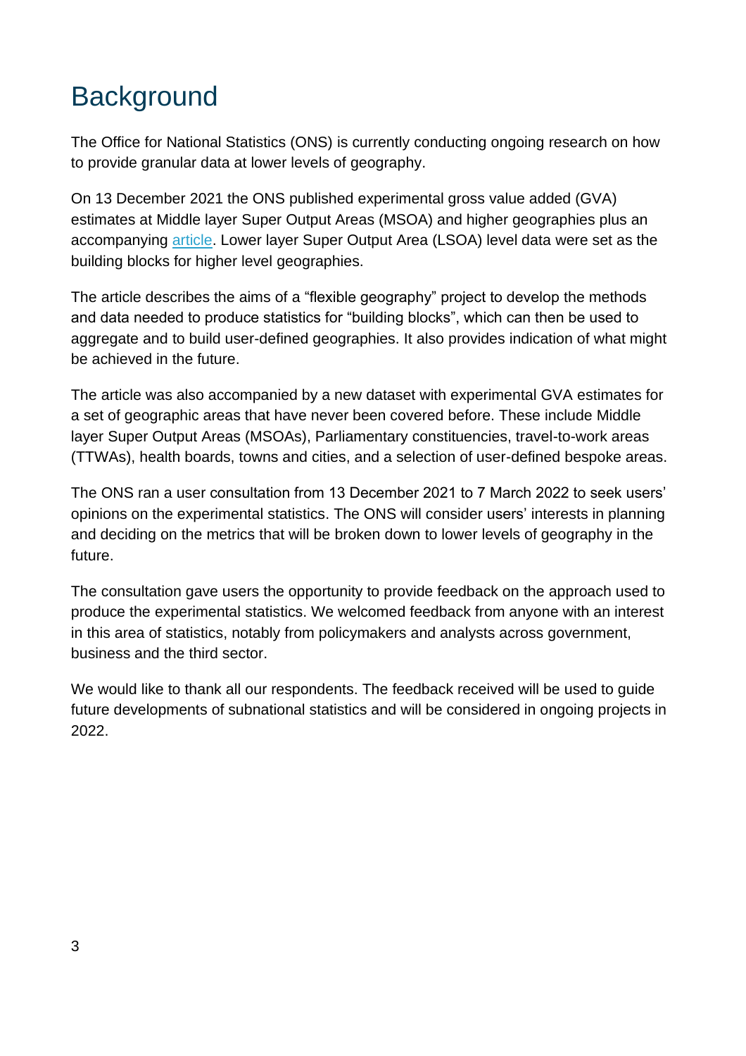# Background

The Office for National Statistics (ONS) is currently conducting ongoing research on how to provide granular data at lower levels of geography.

On 13 December 2021 the ONS published experimental gross value added (GVA) estimates at Middle layer Super Output Areas (MSOA) and higher geographies plus an accompanying article. Lower layer Super Output Area (LSOA) level data were set as the building blocks for higher level geographies.

The article describes the aims of a “flexible geography” project to develop the methods and data needed to produce statistics for “building blocks”, which can then be used to aggregate and to build user-defined geographies. It also provides indication of what might be achieved in the future.

The article was also accompanied by a new dataset with experimental GVA estimates for a set of geographic areas that have never been covered before. These include Middle layer Super Output Areas (MSOAs), Parliamentary constituencies, travel-to-work areas (TTWAs), health boards, towns and cities, and a selection of user-defined bespoke areas.

The ONS ran a user consultation from 13 December 2021 to 7 March 2022 to seek users’ opinions on the experimental statistics. The ONS will consider users’ interests in planning and deciding on the metrics that will be broken down to lower levels of geography in the future.

The consultation gave users the opportunity to provide feedback on the approach used to produce the experimental statistics. We welcomed feedback from anyone with an interest in this area of statistics, notably from policymakers and analysts across government, business and the third sector.

We would like to thank all our respondents. The feedback received will be used to guide future developments of subnational statistics and will be considered in ongoing projects in 2022.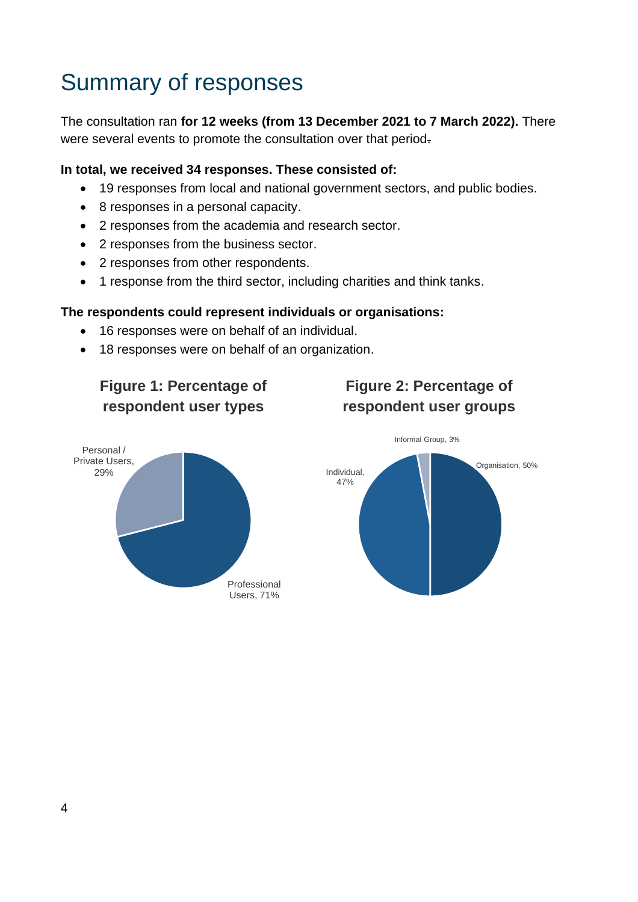# Summary of responses

The consultation ran **for 12 weeks (from 13 December 2021 to 7 March 2022).** There were several events to promote the consultation over that period.

**In total, we received 34 responses. These consisted of:**

- 19 responses from local and national government sectors, and public bodies.
- 8 responses in a personal capacity.
- 2 responses from the academia and research sector.
- 2 responses from the business sector.
- 2 responses from other respondents.
- 1 response from the third sector, including charities and think tanks.

**The respondents could represent individuals or organisations:**

- 16 responses were on behalf of an individual.
- 18 responses were on behalf of an organization.

**Figure 1: Percentage of respondent user types**

Personal / Private Users, 29%

Professional Users, 71%

**Figure 2: Percentage of respondent user groups**

Informal Group, 3%

Organisation, 50%

Individual, 47%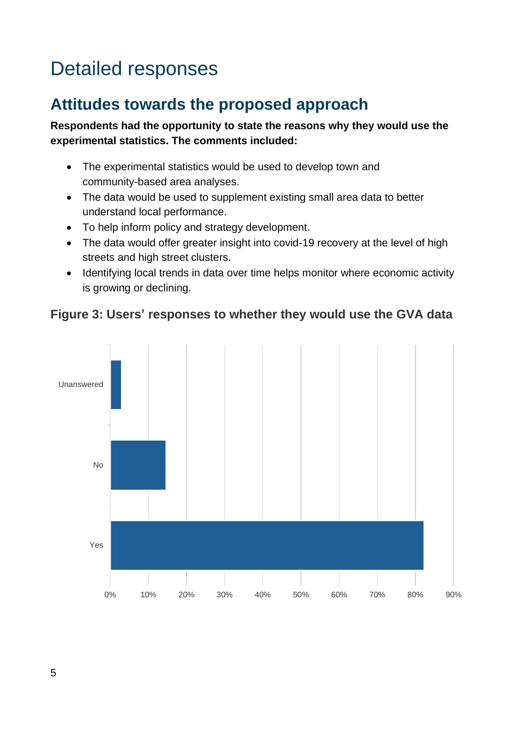# Detailed responses

## Attitudes towards the proposed approach

**Respondents had the opportunity to state the reasons why they would use the experimental statistics. The comments included:**

- The experimental statistics would be used to develop town and community-based area analyses.
- The data would be used to supplement existing small area data to better understand local performance.
- To help inform policy and strategy development.
- The data would offer greater insight into covid-19 recovery at the level of high streets and high street clusters.
- Identifying local trends in data over time helps monitor where economic activity is growing or declining.

### Figure 3: Users' responses to whether they would use the GVA data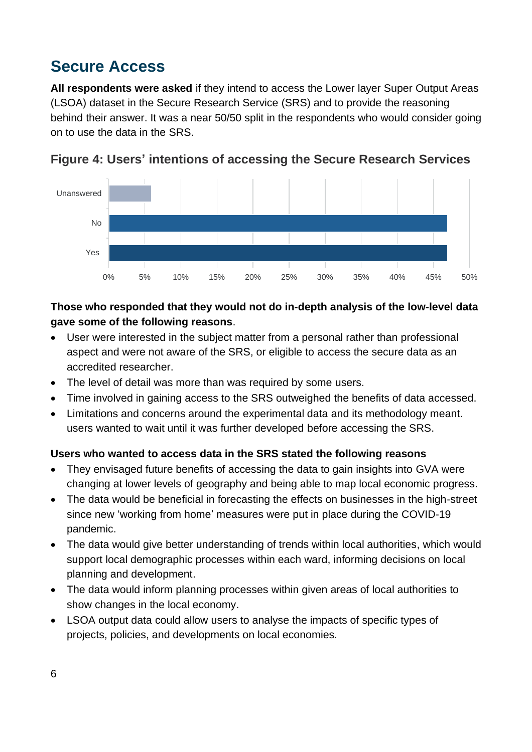## Secure Access

**All respondents were asked** if they intend to access the Lower layer Super Output Areas (LSOA) dataset in the Secure Research Service (SRS) and to provide the reasoning behind their answer. It was a near 50/50 split in the respondents who would consider going on to use the data in the SRS.

### Figure 4: Users' intentions of accessing the Secure Research Services

**Those who responded that they would not do in-depth analysis of the low-level data gave some of the following reasons**.

- User were interested in the subject matter from a personal rather than professional aspect and were not aware of the SRS, or eligible to access the secure data as an accredited researcher.
- The level of detail was more than was required by some users.
- Time involved in gaining access to the SRS outweighed the benefits of data accessed.
- Limitations and concerns around the experimental data and its methodology meant. users wanted to wait until it was further developed before accessing the SRS.

**Users who wanted to access data in the SRS stated the following reasons**

- They envisaged future benefits of accessing the data to gain insights into GVA were changing at lower levels of geography and being able to map local economic progress.
- The data would be beneficial in forecasting the effects on businesses in the high-street since new 'working from home' measures were put in place during the COVID-19 pandemic.
- The data would give better understanding of trends within local authorities, which would support local demographic processes within each ward, informing decisions on local planning and development.
- The data would inform planning processes within given areas of local authorities to show changes in the local economy.
- LSOA output data could allow users to analyse the impacts of specific types of projects, policies, and developments on local economies.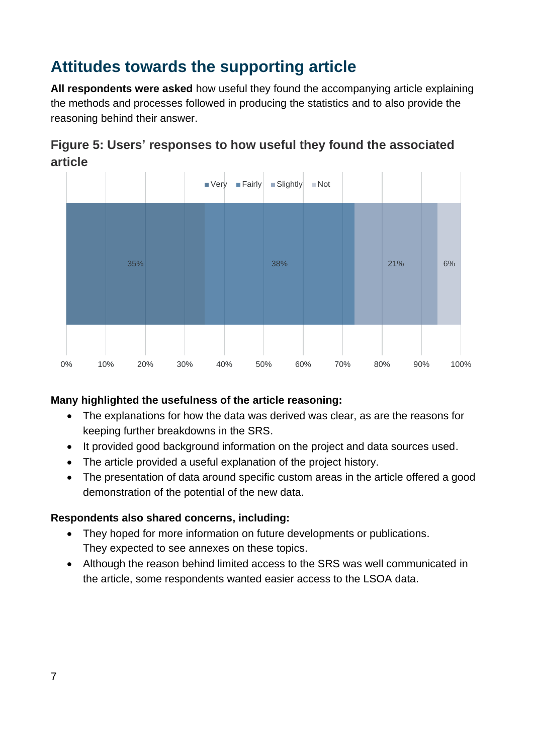## Attitudes towards the supporting article

**All respondents were asked** how useful they found the accompanying article explaining the methods and processes followed in producing the statistics and to also provide the reasoning behind their answer.

### Figure 5: Users' responses to how useful they found the associated article

| Very | Fairly | Slightly | Not |
|---|---|---|---|
| 35% | 38% | 21% | 6% |

**Many highlighted the usefulness of the article reasoning:**

- The explanations for how the data was derived was clear, as are the reasons for keeping further breakdowns in the SRS.
- It provided good background information on the project and data sources used.
- The article provided a useful explanation of the project history.
- The presentation of data around specific custom areas in the article offered a good demonstration of the potential of the new data.

**Respondents also shared concerns, including:**

- They hoped for more information on future developments or publications. They expected to see annexes on these topics.
- Although the reason behind limited access to the SRS was well communicated in the article, some respondents wanted easier access to the LSOA data.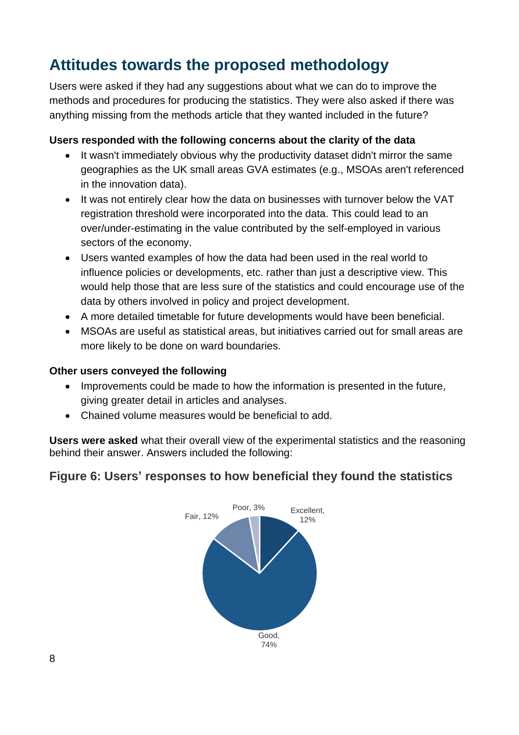## Attitudes towards the proposed methodology

Users were asked if they had any suggestions about what we can do to improve the methods and procedures for producing the statistics. They were also asked if there was anything missing from the methods article that they wanted included in the future?

**Users responded with the following concerns about the clarity of the data**

- It wasn't immediately obvious why the productivity dataset didn't mirror the same geographies as the UK small areas GVA estimates (e.g., MSOAs aren't referenced in the innovation data).
- It was not entirely clear how the data on businesses with turnover below the VAT registration threshold were incorporated into the data. This could lead to an over/under-estimating in the value contributed by the self-employed in various sectors of the economy.
- Users wanted examples of how the data had been used in the real world to influence policies or developments, etc. rather than just a descriptive view. This would help those that are less sure of the statistics and could encourage use of the data by others involved in policy and project development.
- A more detailed timetable for future developments would have been beneficial.
- MSOAs are useful as statistical areas, but initiatives carried out for small areas are more likely to be done on ward boundaries.

**Other users conveyed the following**

- Improvements could be made to how the information is presented in the future, giving greater detail in articles and analyses.
- Chained volume measures would be beneficial to add.

**Users were asked** what their overall view of the experimental statistics and the reasoning behind their answer. Answers included the following:

### Figure 6: Users' responses to how beneficial they found the statistics

| Response | Percentage |
|---|---|
| Excellent | 12% |
| Good | 74% |
| Fair | 12% |
| Poor | 3% |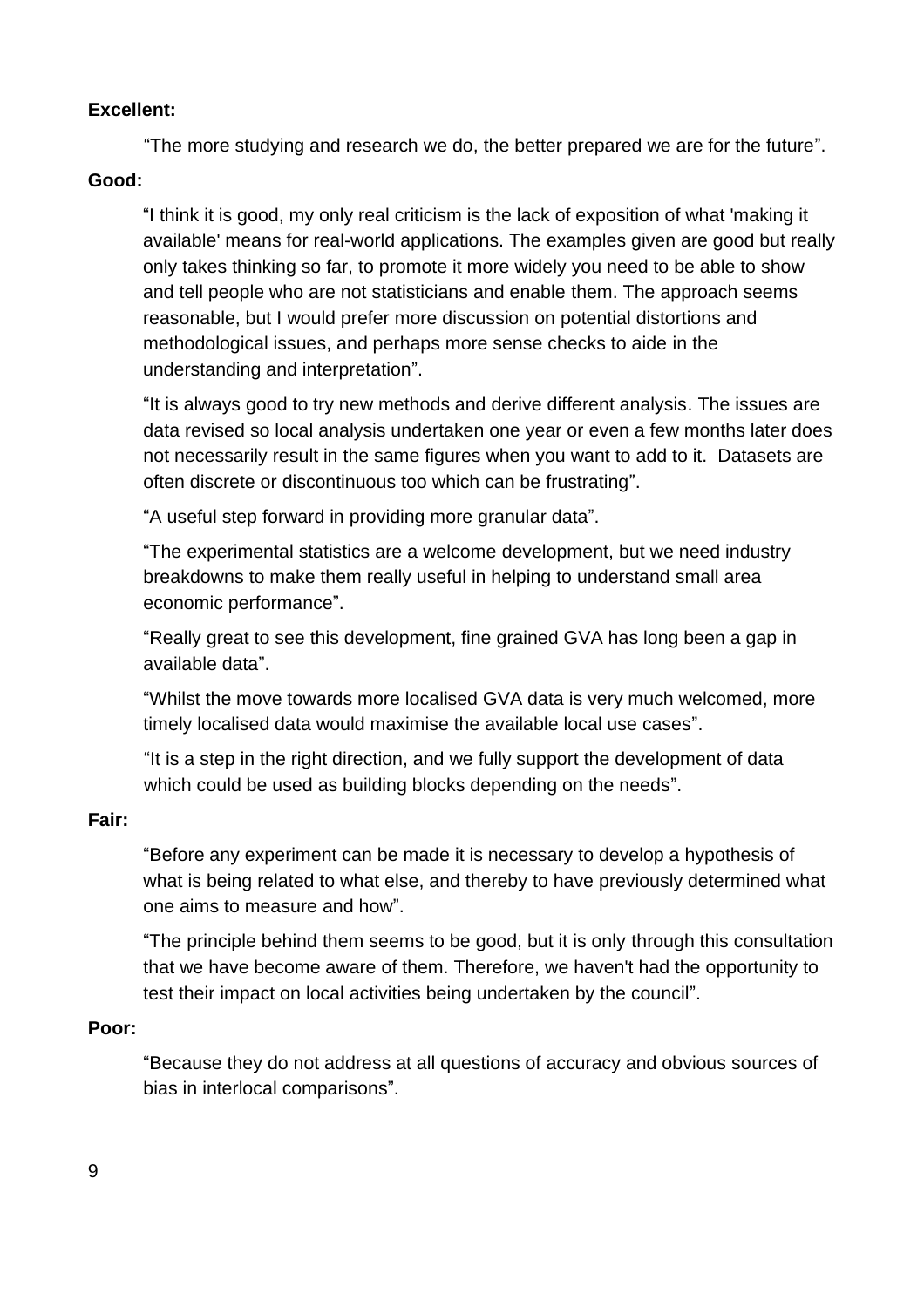**Excellent:**

"The more studying and research we do, the better prepared we are for the future".

**Good:**

"I think it is good, my only real criticism is the lack of exposition of what 'making it available' means for real-world applications. The examples given are good but really only takes thinking so far, to promote it more widely you need to be able to show and tell people who are not statisticians and enable them. The approach seems reasonable, but I would prefer more discussion on potential distortions and methodological issues, and perhaps more sense checks to aide in the understanding and interpretation".

"It is always good to try new methods and derive different analysis. The issues are data revised so local analysis undertaken one year or even a few months later does not necessarily result in the same figures when you want to add to it. Datasets are often discrete or discontinuous too which can be frustrating".

"A useful step forward in providing more granular data".

"The experimental statistics are a welcome development, but we need industry breakdowns to make them really useful in helping to understand small area economic performance".

"Really great to see this development, fine grained GVA has long been a gap in available data".

"Whilst the move towards more localised GVA data is very much welcomed, more timely localised data would maximise the available local use cases".

"It is a step in the right direction, and we fully support the development of data which could be used as building blocks depending on the needs".

**Fair:**

"Before any experiment can be made it is necessary to develop a hypothesis of what is being related to what else, and thereby to have previously determined what one aims to measure and how".

"The principle behind them seems to be good, but it is only through this consultation that we have become aware of them. Therefore, we haven't had the opportunity to test their impact on local activities being undertaken by the council".

**Poor:**

"Because they do not address at all questions of accuracy and obvious sources of bias in interlocal comparisons".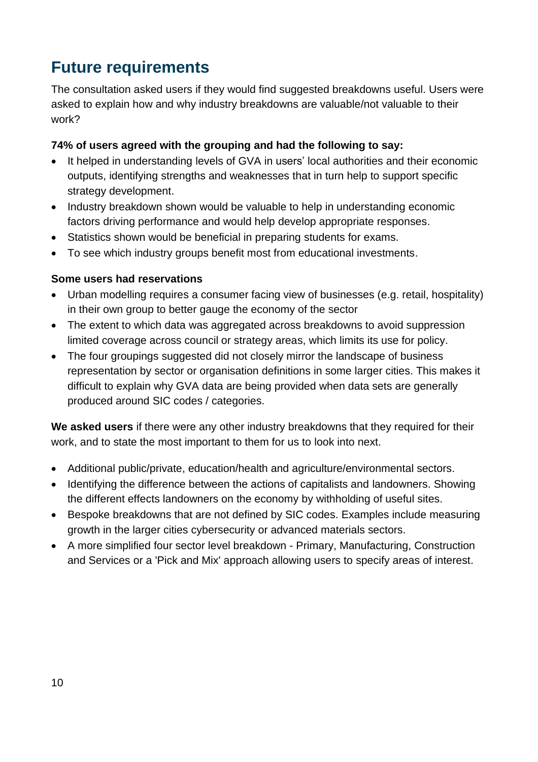# Future requirements

The consultation asked users if they would find suggested breakdowns useful. Users were asked to explain how and why industry breakdowns are valuable/not valuable to their work?

**74% of users agreed with the grouping and had the following to say:**

- It helped in understanding levels of GVA in users' local authorities and their economic outputs, identifying strengths and weaknesses that in turn help to support specific strategy development.
- Industry breakdown shown would be valuable to help in understanding economic factors driving performance and would help develop appropriate responses.
- Statistics shown would be beneficial in preparing students for exams.
- To see which industry groups benefit most from educational investments.

**Some users had reservations**

- Urban modelling requires a consumer facing view of businesses (e.g. retail, hospitality) in their own group to better gauge the economy of the sector
- The extent to which data was aggregated across breakdowns to avoid suppression limited coverage across council or strategy areas, which limits its use for policy.
- The four groupings suggested did not closely mirror the landscape of business representation by sector or organisation definitions in some larger cities. This makes it difficult to explain why GVA data are being provided when data sets are generally produced around SIC codes / categories.

**We asked users** if there were any other industry breakdowns that they required for their work, and to state the most important to them for us to look into next.

- Additional public/private, education/health and agriculture/environmental sectors.
- Identifying the difference between the actions of capitalists and landowners. Showing the different effects landowners on the economy by withholding of useful sites.
- Bespoke breakdowns that are not defined by SIC codes. Examples include measuring growth in the larger cities cybersecurity or advanced materials sectors.
- A more simplified four sector level breakdown - Primary, Manufacturing, Construction and Services or a 'Pick and Mix' approach allowing users to specify areas of interest.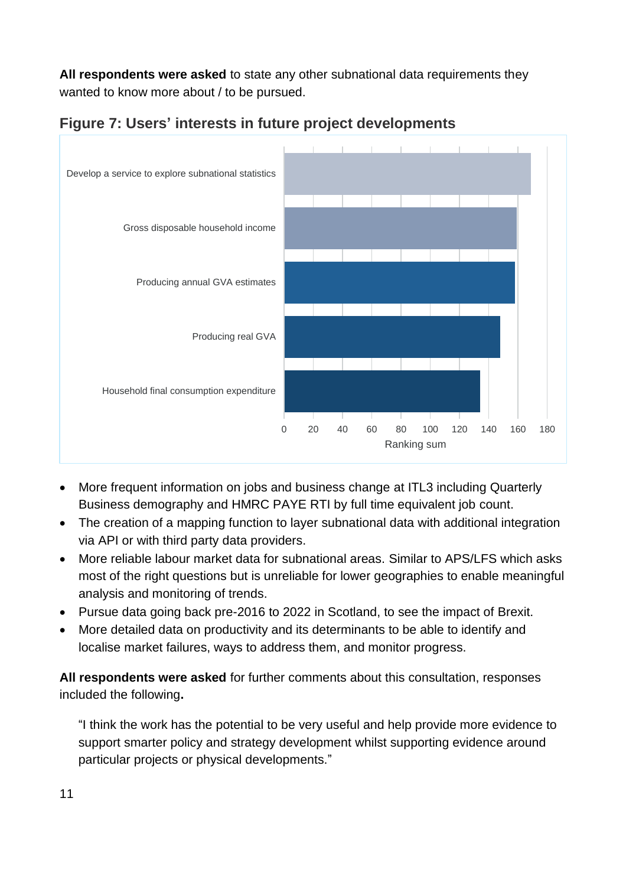**All respondents were asked** to state any other subnational data requirements they wanted to know more about / to be pursued.

### Figure 7: Users' interests in future project developments

Develop a service to explore subnational statistics

Gross disposable household income

Producing annual GVA estimates

Producing real GVA

Household final consumption expenditure

0 20 40 60 80 100 120 140 160 180

Ranking sum

- More frequent information on jobs and business change at ITL3 including Quarterly Business demography and HMRC PAYE RTI by full time equivalent job count.
- The creation of a mapping function to layer subnational data with additional integration via API or with third party data providers.
- More reliable labour market data for subnational areas. Similar to APS/LFS which asks most of the right questions but is unreliable for lower geographies to enable meaningful analysis and monitoring of trends.
- Pursue data going back pre-2016 to 2022 in Scotland, to see the impact of Brexit.
- More detailed data on productivity and its determinants to be able to identify and localise market failures, ways to address them, and monitor progress.

**All respondents were asked** for further comments about this consultation, responses included the following**.**

> "I think the work has the potential to be very useful and help provide more evidence to support smarter policy and strategy development whilst supporting evidence around particular projects or physical developments."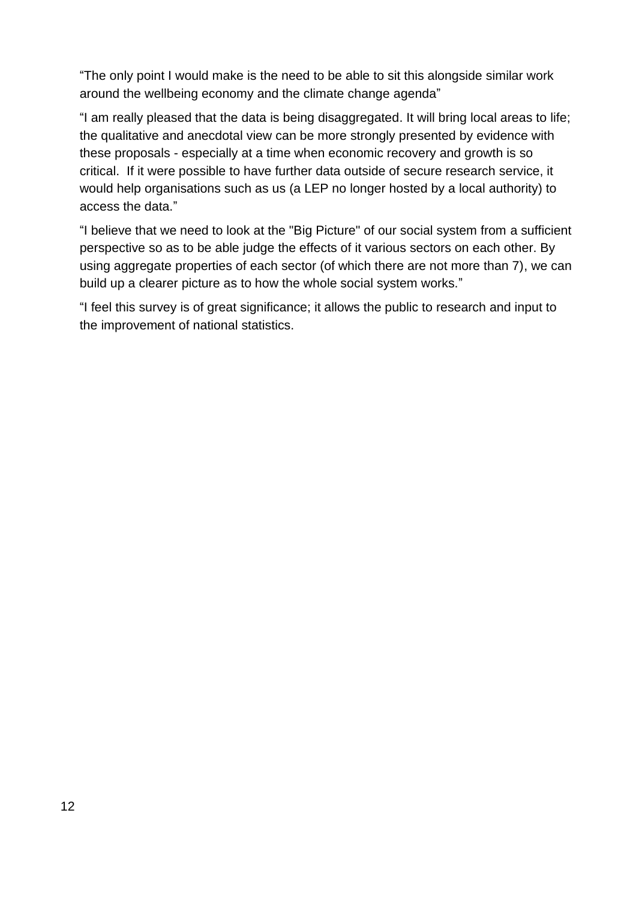“The only point I would make is the need to be able to sit this alongside similar work around the wellbeing economy and the climate change agenda”

“I am really pleased that the data is being disaggregated. It will bring local areas to life; the qualitative and anecdotal view can be more strongly presented by evidence with these proposals - especially at a time when economic recovery and growth is so critical.  If it were possible to have further data outside of secure research service, it would help organisations such as us (a LEP no longer hosted by a local authority) to access the data.”

“I believe that we need to look at the "Big Picture" of our social system from a sufficient perspective so as to be able judge the effects of it various sectors on each other. By using aggregate properties of each sector (of which there are not more than 7), we can build up a clearer picture as to how the whole social system works.”

“I feel this survey is of great significance; it allows the public to research and input to the improvement of national statistics.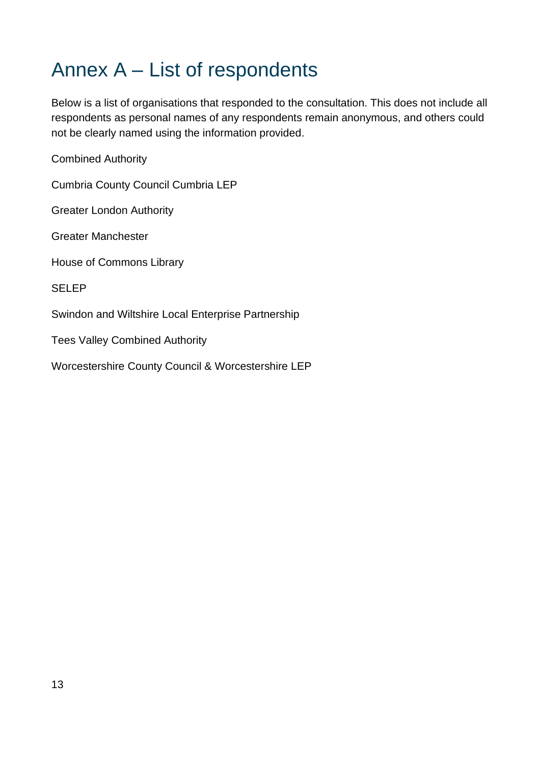# Annex A – List of respondents

Below is a list of organisations that responded to the consultation. This does not include all respondents as personal names of any respondents remain anonymous, and others could not be clearly named using the information provided.

Combined Authority

Cumbria County Council Cumbria LEP

Greater London Authority

Greater Manchester

House of Commons Library

SELEP

Swindon and Wiltshire Local Enterprise Partnership

Tees Valley Combined Authority

Worcestershire County Council & Worcestershire LEP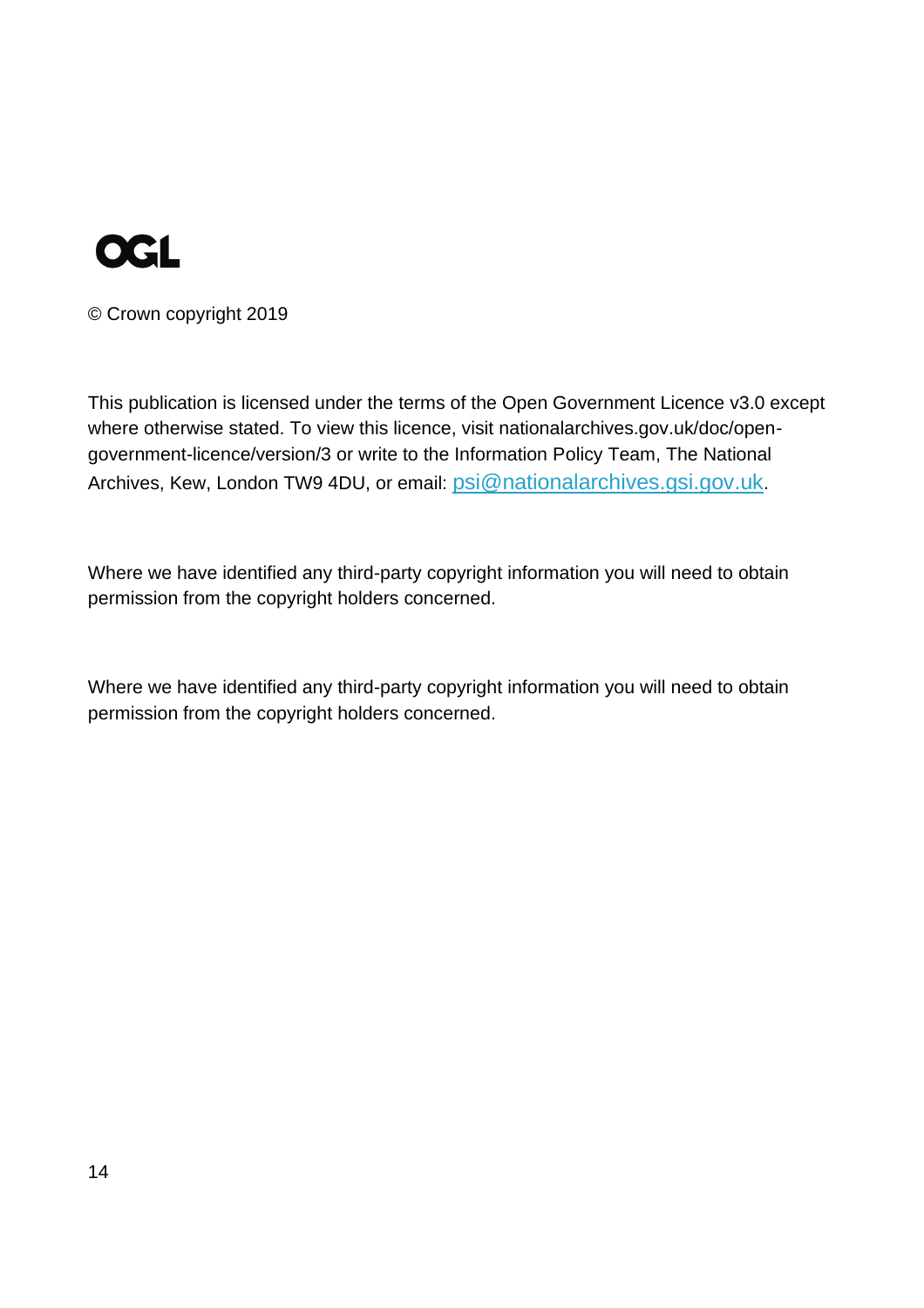OGL

© Crown copyright 2019

This publication is licensed under the terms of the Open Government Licence v3.0 except where otherwise stated. To view this licence, visit nationalarchives.gov.uk/doc/open-government-licence/version/3 or write to the Information Policy Team, The National Archives, Kew, London TW9 4DU, or email: psi@nationalarchives.gsi.gov.uk.

Where we have identified any third-party copyright information you will need to obtain permission from the copyright holders concerned.

Where we have identified any third-party copyright information you will need to obtain permission from the copyright holders concerned.